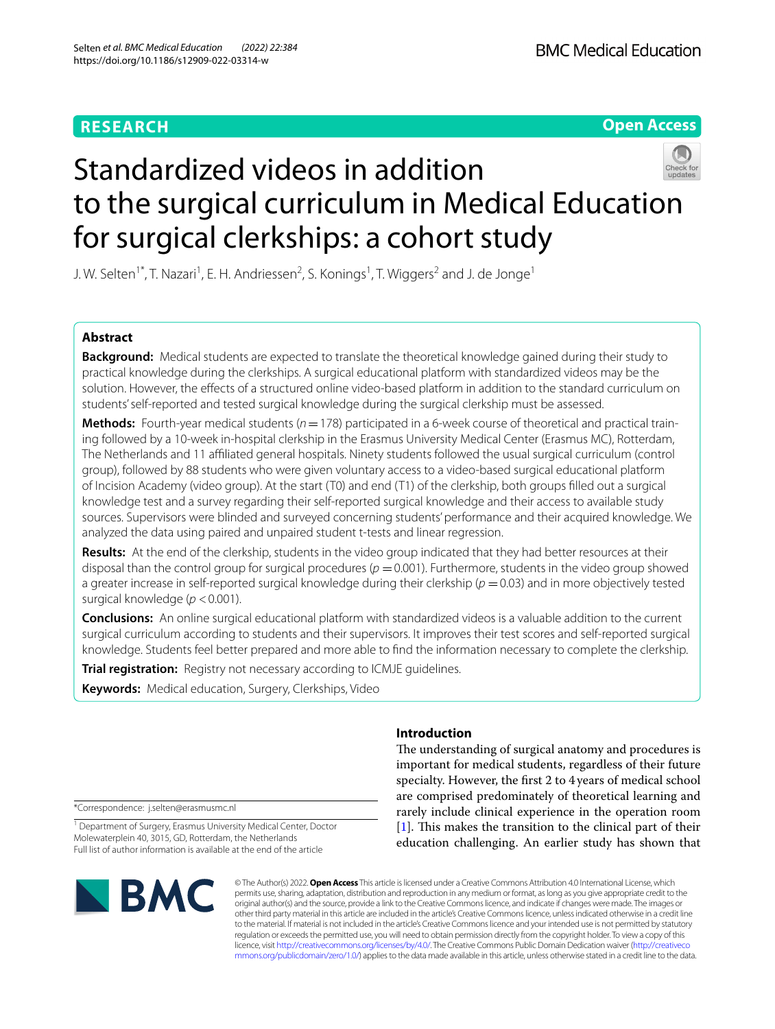RESEARCH

Open Access

# Standardized videos in addition to the surgical curriculum in Medical Education for surgical clerkships: a cohort study

J. W. Selten[1*], T. Nazari[1], E. H. Andriessen[2], S. Konings[1], T. Wiggers[2] and J. de Jonge[1]

## Abstract

**Background:** Medical students are expected to translate the theoretical knowledge gained during their study to practical knowledge during the clerkships. A surgical educational platform with standardized videos may be the solution. However, the effects of a structured online video-based platform in addition to the standard curriculum on students' self-reported and tested surgical knowledge during the surgical clerkship must be assessed.

**Methods:** Fourth-year medical students ($n = 178$) participated in a 6-week course of theoretical and practical training followed by a 10-week in-hospital clerkship in the Erasmus University Medical Center (Erasmus MC), Rotterdam, The Netherlands and 11 affiliated general hospitals. Ninety students followed the usual surgical curriculum (control group), followed by 88 students who were given voluntary access to a video-based surgical educational platform of Incision Academy (video group). At the start (T0) and end (T1) of the clerkship, both groups filled out a surgical knowledge test and a survey regarding their self-reported surgical knowledge and their access to available study sources. Supervisors were blinded and surveyed concerning students' performance and their acquired knowledge. We analyzed the data using paired and unpaired student t-tests and linear regression.

**Results:** At the end of the clerkship, students in the video group indicated that they had better resources at their disposal than the control group for surgical procedures ($p = 0.001$). Furthermore, students in the video group showed a greater increase in self-reported surgical knowledge during their clerkship ($p = 0.03$) and in more objectively tested surgical knowledge ($p < 0.001$).

**Conclusions:** An online surgical educational platform with standardized videos is a valuable addition to the current surgical curriculum according to students and their supervisors. It improves their test scores and self-reported surgical knowledge. Students feel better prepared and more able to find the information necessary to complete the clerkship.

**Trial registration:** Registry not necessary according to ICMJE guidelines.

**Keywords:** Medical education, Surgery, Clerkships, Video

*Correspondence: j.selten@erasmusmc.nl

[1] Department of Surgery, Erasmus University Medical Center, Doctor Molewaterplein 40, 3015, GD, Rotterdam, the Netherlands

Full list of author information is available at the end of the article

## Introduction

The understanding of surgical anatomy and procedures is important for medical students, regardless of their future specialty. However, the first 2 to 4 years of medical school are comprised predominately of theoretical learning and rarely include clinical experience in the operation room [1]. This makes the transition to the clinical part of their education challenging. An earlier study has shown that

© The Author(s) 2022. **Open Access** This article is licensed under a Creative Commons Attribution 4.0 International License, which permits use, sharing, adaptation, distribution and reproduction in any medium or format, as long as you give appropriate credit to the original author(s) and the source, provide a link to the Creative Commons licence, and indicate if changes were made. The images or other third party material in this article are included in the article's Creative Commons licence, unless indicated otherwise in a credit line to the material. If material is not included in the article's Creative Commons licence and your intended use is not permitted by statutory regulation or exceeds the permitted use, you will need to obtain permission directly from the copyright holder. To view a copy of this licence, visit http://creativecommons.org/licenses/by/4.0/. The Creative Commons Public Domain Dedication waiver (http://creativecommons.org/publicdomain/zero/1.0/) applies to the data made available in this article, unless otherwise stated in a credit line to the data.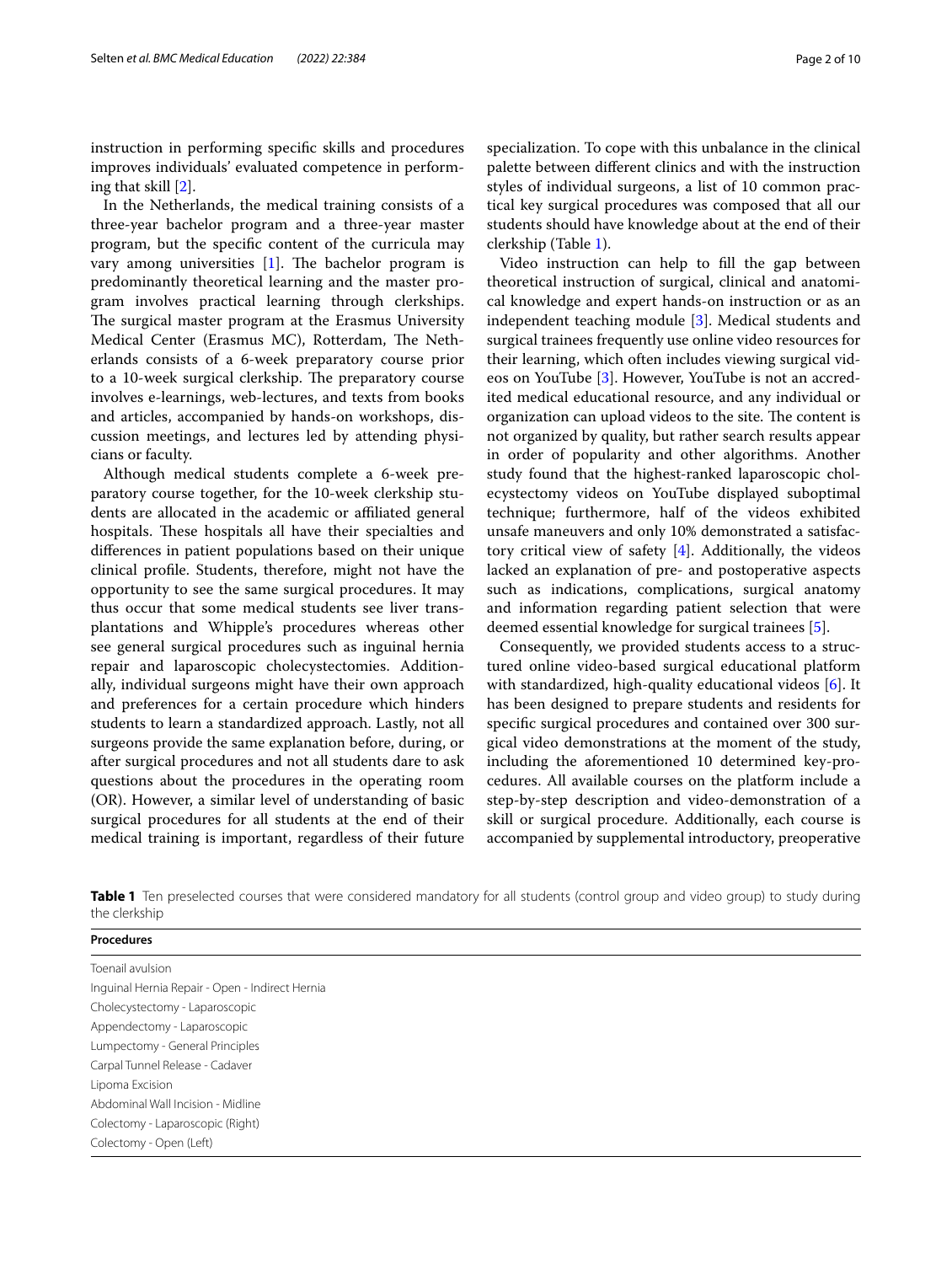instruction in performing specific skills and procedures improves individuals' evaluated competence in performing that skill [2].

In the Netherlands, the medical training consists of a three-year bachelor program and a three-year master program, but the specific content of the curricula may vary among universities [1]. The bachelor program is predominantly theoretical learning and the master program involves practical learning through clerkships. The surgical master program at the Erasmus University Medical Center (Erasmus MC), Rotterdam, The Netherlands consists of a 6-week preparatory course prior to a 10-week surgical clerkship. The preparatory course involves e-learnings, web-lectures, and texts from books and articles, accompanied by hands-on workshops, discussion meetings, and lectures led by attending physicians or faculty.

Although medical students complete a 6-week preparatory course together, for the 10-week clerkship students are allocated in the academic or affiliated general hospitals. These hospitals all have their specialties and differences in patient populations based on their unique clinical profile. Students, therefore, might not have the opportunity to see the same surgical procedures. It may thus occur that some medical students see liver transplantations and Whipple's procedures whereas other see general surgical procedures such as inguinal hernia repair and laparoscopic cholecystectomies. Additionally, individual surgeons might have their own approach and preferences for a certain procedure which hinders students to learn a standardized approach. Lastly, not all surgeons provide the same explanation before, during, or after surgical procedures and not all students dare to ask questions about the procedures in the operating room (OR). However, a similar level of understanding of basic surgical procedures for all students at the end of their medical training is important, regardless of their future specialization. To cope with this unbalance in the clinical palette between different clinics and with the instruction styles of individual surgeons, a list of 10 common practical key surgical procedures was composed that all our students should have knowledge about at the end of their clerkship (Table 1).

Video instruction can help to fill the gap between theoretical instruction of surgical, clinical and anatomical knowledge and expert hands-on instruction or as an independent teaching module [3]. Medical students and surgical trainees frequently use online video resources for their learning, which often includes viewing surgical videos on YouTube [3]. However, YouTube is not an accredited medical educational resource, and any individual or organization can upload videos to the site. The content is not organized by quality, but rather search results appear in order of popularity and other algorithms. Another study found that the highest-ranked laparoscopic cholecystectomy videos on YouTube displayed suboptimal technique; furthermore, half of the videos exhibited unsafe maneuvers and only 10% demonstrated a satisfactory critical view of safety [4]. Additionally, the videos lacked an explanation of pre- and postoperative aspects such as indications, complications, surgical anatomy and information regarding patient selection that were deemed essential knowledge for surgical trainees [5].

Consequently, we provided students access to a structured online video-based surgical educational platform with standardized, high-quality educational videos [6]. It has been designed to prepare students and residents for specific surgical procedures and contained over 300 surgical video demonstrations at the moment of the study, including the aforementioned 10 determined key-procedures. All available courses on the platform include a step-by-step description and video-demonstration of a skill or surgical procedure. Additionally, each course is accompanied by supplemental introductory, preoperative

**Table 1** Ten preselected courses that were considered mandatory for all students (control group and video group) to study during the clerkship

| Procedures |
| --- |
| Toenail avulsion |
| Inguinal Hernia Repair - Open - Indirect Hernia |
| Cholecystectomy - Laparoscopic |
| Appendectomy - Laparoscopic |
| Lumpectomy - General Principles |
| Carpal Tunnel Release - Cadaver |
| Lipoma Excision |
| Abdominal Wall Incision - Midline |
| Colectomy - Laparoscopic (Right) |
| Colectomy - Open (Left) |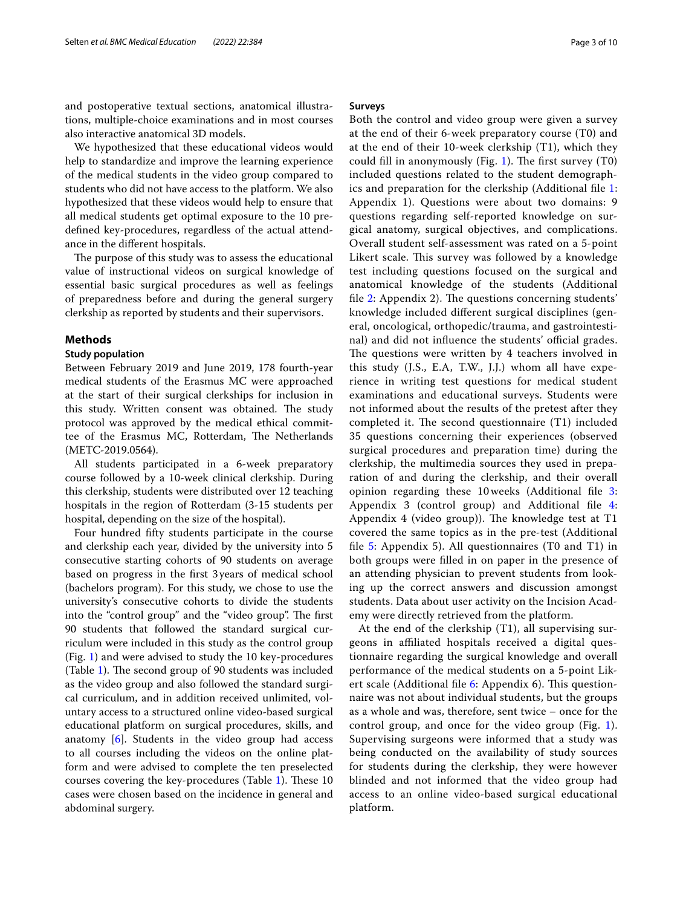and postoperative textual sections, anatomical illustrations, multiple-choice examinations and in most courses also interactive anatomical 3D models.

We hypothesized that these educational videos would help to standardize and improve the learning experience of the medical students in the video group compared to students who did not have access to the platform. We also hypothesized that these videos would help to ensure that all medical students get optimal exposure to the 10 predefined key-procedures, regardless of the actual attendance in the different hospitals.

The purpose of this study was to assess the educational value of instructional videos on surgical knowledge of essential basic surgical procedures as well as feelings of preparedness before and during the general surgery clerkship as reported by students and their supervisors.

## Methods

### Study population

Between February 2019 and June 2019, 178 fourth-year medical students of the Erasmus MC were approached at the start of their surgical clerkships for inclusion in this study. Written consent was obtained. The study protocol was approved by the medical ethical committee of the Erasmus MC, Rotterdam, The Netherlands (METC-2019.0564).

All students participated in a 6-week preparatory course followed by a 10-week clinical clerkship. During this clerkship, students were distributed over 12 teaching hospitals in the region of Rotterdam (3-15 students per hospital, depending on the size of the hospital).

Four hundred fifty students participate in the course and clerkship each year, divided by the university into 5 consecutive starting cohorts of 90 students on average based on progress in the first 3 years of medical school (bachelors program). For this study, we chose to use the university's consecutive cohorts to divide the students into the "control group" and the "video group". The first 90 students that followed the standard surgical curriculum were included in this study as the control group (Fig. 1) and were advised to study the 10 key-procedures (Table 1). The second group of 90 students was included as the video group and also followed the standard surgical curriculum, and in addition received unlimited, voluntary access to a structured online video-based surgical educational platform on surgical procedures, skills, and anatomy [6]. Students in the video group had access to all courses including the videos on the online platform and were advised to complete the ten preselected courses covering the key-procedures (Table 1). These 10 cases were chosen based on the incidence in general and abdominal surgery.

### Surveys

Both the control and video group were given a survey at the end of their 6-week preparatory course (T0) and at the end of their 10-week clerkship (T1), which they could fill in anonymously (Fig. 1). The first survey (T0) included questions related to the student demographics and preparation for the clerkship (Additional file 1: Appendix 1). Questions were about two domains: 9 questions regarding self-reported knowledge on surgical anatomy, surgical objectives, and complications. Overall student self-assessment was rated on a 5-point Likert scale. This survey was followed by a knowledge test including questions focused on the surgical and anatomical knowledge of the students (Additional file 2: Appendix 2). The questions concerning students' knowledge included different surgical disciplines (general, oncological, orthopedic/trauma, and gastrointestinal) and did not influence the students' official grades. The questions were written by 4 teachers involved in this study (J.S., E.A, T.W., J.J.) whom all have experience in writing test questions for medical student examinations and educational surveys. Students were not informed about the results of the pretest after they completed it. The second questionnaire (T1) included 35 questions concerning their experiences (observed surgical procedures and preparation time) during the clerkship, the multimedia sources they used in preparation of and during the clerkship, and their overall opinion regarding these 10 weeks (Additional file 3: Appendix 3 (control group) and Additional file 4: Appendix 4 (video group)). The knowledge test at T1 covered the same topics as in the pre-test (Additional file 5: Appendix 5). All questionnaires (T0 and T1) in both groups were filled in on paper in the presence of an attending physician to prevent students from looking up the correct answers and discussion amongst students. Data about user activity on the Incision Academy were directly retrieved from the platform.

At the end of the clerkship (T1), all supervising surgeons in affiliated hospitals received a digital questionnaire regarding the surgical knowledge and overall performance of the medical students on a 5-point Likert scale (Additional file 6: Appendix 6). This questionnaire was not about individual students, but the groups as a whole and was, therefore, sent twice – once for the control group, and once for the video group (Fig. 1). Supervising surgeons were informed that a study was being conducted on the availability of study sources for students during the clerkship, they were however blinded and not informed that the video group had access to an online video-based surgical educational platform.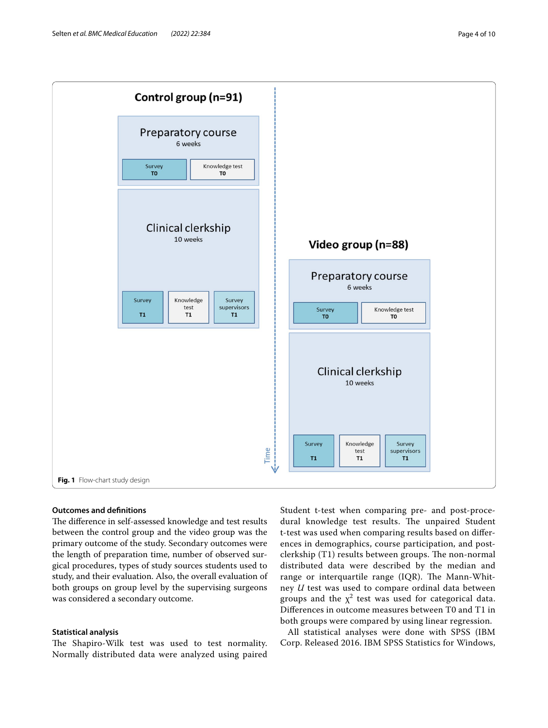Control group (n=91)

Preparatory course
6 weeks

Survey T0

Knowledge test T0

Clinical clerkship
10 weeks

Survey T1

Knowledge test T1

Survey supervisors T1

Video group (n=88)

Preparatory course
6 weeks

Survey T0

Knowledge test T0

Clinical clerkship
10 weeks

Survey T1

Knowledge test T1

Survey supervisors T1

Time

**Fig. 1** Flow-chart study design

### Outcomes and definitions

The difference in self-assessed knowledge and test results between the control group and the video group was the primary outcome of the study. Secondary outcomes were the length of preparation time, number of observed surgical procedures, types of study sources students used to study, and their evaluation. Also, the overall evaluation of both groups on group level by the supervising surgeons was considered a secondary outcome.

### Statistical analysis

The Shapiro-Wilk test was used to test normality. Normally distributed data were analyzed using paired Student t-test when comparing pre- and post-procedural knowledge test results. The unpaired Student t-test was used when comparing results based on differences in demographics, course participation, and post-clerkship (T1) results between groups. The non-normal distributed data were described by the median and range or interquartile range (IQR). The Mann-Whitney *U* test was used to compare ordinal data between groups and the $\chi^2$ test was used for categorical data. Differences in outcome measures between T0 and T1 in both groups were compared by using linear regression.

All statistical analyses were done with SPSS (IBM Corp. Released 2016. IBM SPSS Statistics for Windows,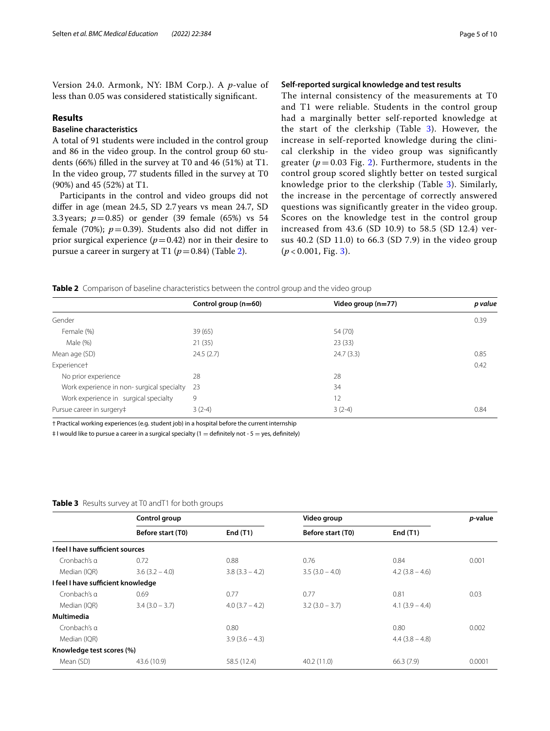Version 24.0. Armonk, NY: IBM Corp.). A $p$-value of less than 0.05 was considered statistically significant.

## Results

### Baseline characteristics

A total of 91 students were included in the control group and 86 in the video group. In the control group 60 students (66%) filled in the survey at T0 and 46 (51%) at T1. In the video group, 77 students filled in the survey at T0 (90%) and 45 (52%) at T1.

Participants in the control and video groups did not differ in age (mean 24.5, SD 2.7 years vs mean 24.7, SD 3.3 years; $p = 0.85$) or gender (39 female (65%) vs 54 female (70%); $p = 0.39$). Students also did not differ in prior surgical experience ($p = 0.42$) nor in their desire to pursue a career in surgery at T1 ($p = 0.84$) (Table 2).

### Self-reported surgical knowledge and test results

The internal consistency of the measurements at T0 and T1 were reliable. Students in the control group had a marginally better self-reported knowledge at the start of the clerkship (Table 3). However, the increase in self-reported knowledge during the clinical clerkship in the video group was significantly greater ($p = 0.03$ Fig. 2). Furthermore, students in the control group scored slightly better on tested surgical knowledge prior to the clerkship (Table 3). Similarly, the increase in the percentage of correctly answered questions was significantly greater in the video group. Scores on the knowledge test in the control group increased from 43.6 (SD 10.9) to 58.5 (SD 12.4) versus 40.2 (SD 11.0) to 66.3 (SD 7.9) in the video group ($p < 0.001$, Fig. 3).

**Table 2** Comparison of baseline characteristics between the control group and the video group

| | Control group (n=60) | Video group (n=77) | *p value* |
|---|---|---|---|
| Gender | | | 0.39 |
| Female (%) | 39 (65) | 54 (70) | |
| Male (%) | 21 (35) | 23 (33) | |
| Mean age (SD) | 24.5 (2.7) | 24.7 (3.3) | 0.85 |
| Experience† | | | 0.42 |
| No prior experience | 28 | 28 | |
| Work experience in non- surgical specialty | 23 | 34 | |
| Work experience in surgical specialty | 9 | 12 | |
| Pursue career in surgery‡ | 3 (2-4) | 3 (2-4) | 0.84 |

† Practical working experiences (e.g. student job) in a hospital before the current internship

‡ I would like to pursue a career in a surgical specialty (1 = definitely not - 5 = yes, definitely)

**Table 3** Results survey at T0 andT1 for both groups

| | Control group | | Video group | | *p*-value |
|---|---|---|---|---|---|
| | Before start (T0) | End (T1) | Before start (T0) | End (T1) | |
| **I feel I have sufficient sources** | | | | | |
| Cronbach's α | 0.72 | 0.88 | 0.76 | 0.84 | 0.001 |
| Median (IQR) | 3.6 (3.2 – 4.0) | 3.8 (3.3 – 4.2) | 3.5 (3.0 – 4.0) | 4.2 (3.8 – 4.6) | |
| **I feel I have sufficient knowledge** | | | | | |
| Cronbach's α | 0.69 | 0.77 | 0.77 | 0.81 | 0.03 |
| Median (IQR) | 3.4 (3.0 – 3.7) | 4.0 (3.7 – 4.2) | 3.2 (3.0 – 3.7) | 4.1 (3.9 – 4.4) | |
| **Multimedia** | | | | | |
| Cronbach's α | | 0.80 | | 0.80 | 0.002 |
| Median (IQR) | | 3.9 (3.6 – 4.3) | | 4.4 (3.8 – 4.8) | |
| **Knowledge test scores (%)** | | | | | |
| Mean (SD) | 43.6 (10.9) | 58.5 (12.4) | 40.2 (11.0) | 66.3 (7.9) | 0.0001 |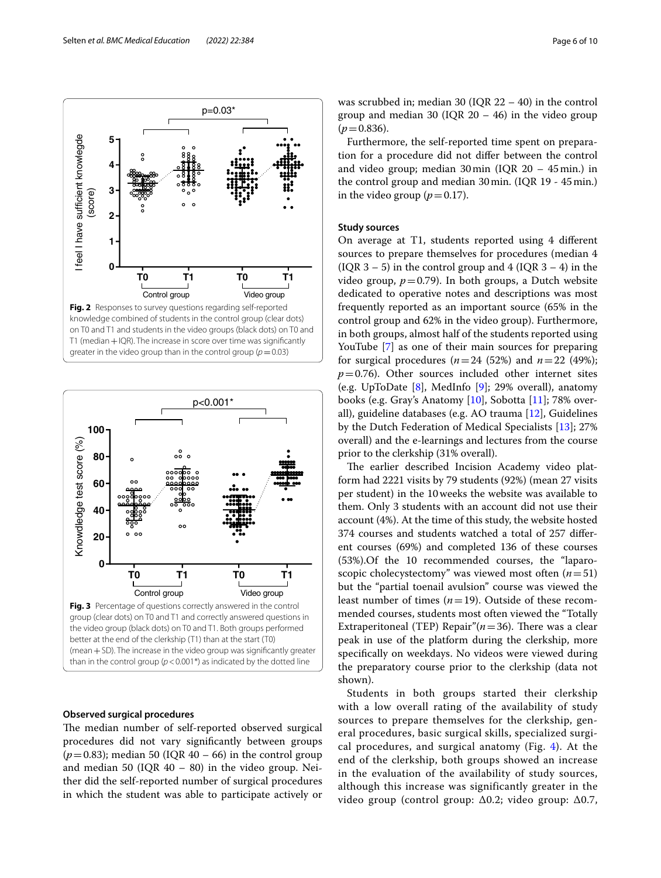p=0.03*

I feel I have sufficient knowlegde (score)

5
4
3
2
1
0

T0 T1 T0 T1

Control group Video group

**Fig. 2** Responses to survey questions regarding self-reported knowledge combined of students in the control group (clear dots) on T0 and T1 and students in the video groups (black dots) on T0 and T1 (median + IQR). The increase in score over time was significantly greater in the video group than in the control group ($p = 0.03$)

p<0.001*

Knowledge test score (%)

100
80
60
40
20
0

T0 T1 T0 T1

Control group Video group

**Fig. 3** Percentage of questions correctly answered in the control group (clear dots) on T0 and T1 and correctly answered questions in the video group (black dots) on T0 and T1. Both groups performed better at the end of the clerkship (T1) than at the start (T0) (mean + SD). The increase in the video group was significantly greater than in the control group ($p < 0.001$*) as indicated by the dotted line

### Observed surgical procedures

The median number of self-reported observed surgical procedures did not vary significantly between groups ($p = 0.83$); median 50 (IQR 40 – 66) in the control group and median 50 (IQR 40 – 80) in the video group. Neither did the self-reported number of surgical procedures in which the student was able to participate actively or was scrubbed in; median 30 (IQR 22 – 40) in the control group and median 30 (IQR 20 – 46) in the video group ($p = 0.836$).

Furthermore, the self-reported time spent on preparation for a procedure did not differ between the control and video group; median 30 min (IQR 20 – 45 min.) in the control group and median 30 min. (IQR 19 - 45 min.) in the video group ($p = 0.17$).

### Study sources

On average at T1, students reported using 4 different sources to prepare themselves for procedures (median 4 (IQR 3 – 5) in the control group and 4 (IQR 3 – 4) in the video group, $p = 0.79$). In both groups, a Dutch website dedicated to operative notes and descriptions was most frequently reported as an important source (65% in the control group and 62% in the video group). Furthermore, in both groups, almost half of the students reported using YouTube [7] as one of their main sources for preparing for surgical procedures ($n = 24$ (52%) and $n = 22$ (49%); $p = 0.76$). Other sources included other internet sites (e.g. UpToDate [8], MedInfo [9]; 29% overall), anatomy books (e.g. Gray's Anatomy [10], Sobotta [11]; 78% overall), guideline databases (e.g. AO trauma [12], Guidelines by the Dutch Federation of Medical Specialists [13]; 27% overall) and the e-learnings and lectures from the course prior to the clerkship (31% overall).

The earlier described Incision Academy video platform had 2221 visits by 79 students (92%) (mean 27 visits per student) in the 10 weeks the website was available to them. Only 3 students with an account did not use their account (4%). At the time of this study, the website hosted 374 courses and students watched a total of 257 different courses (69%) and completed 136 of these courses (53%).Of the 10 recommended courses, the "laparoscopic cholecystectomy" was viewed most often ($n = 51$) but the "partial toenail avulsion" course was viewed the least number of times ($n = 19$). Outside of these recommended courses, students most often viewed the "Totally Extraperitoneal (TEP) Repair"($n = 36$). There was a clear peak in use of the platform during the clerkship, more specifically on weekdays. No videos were viewed during the preparatory course prior to the clerkship (data not shown).

Students in both groups started their clerkship with a low overall rating of the availability of study sources to prepare themselves for the clerkship, general procedures, basic surgical skills, specialized surgical procedures, and surgical anatomy (Fig. 4). At the end of the clerkship, both groups showed an increase in the evaluation of the availability of study sources, although this increase was significantly greater in the video group (control group: Δ0.2; video group: Δ0.7,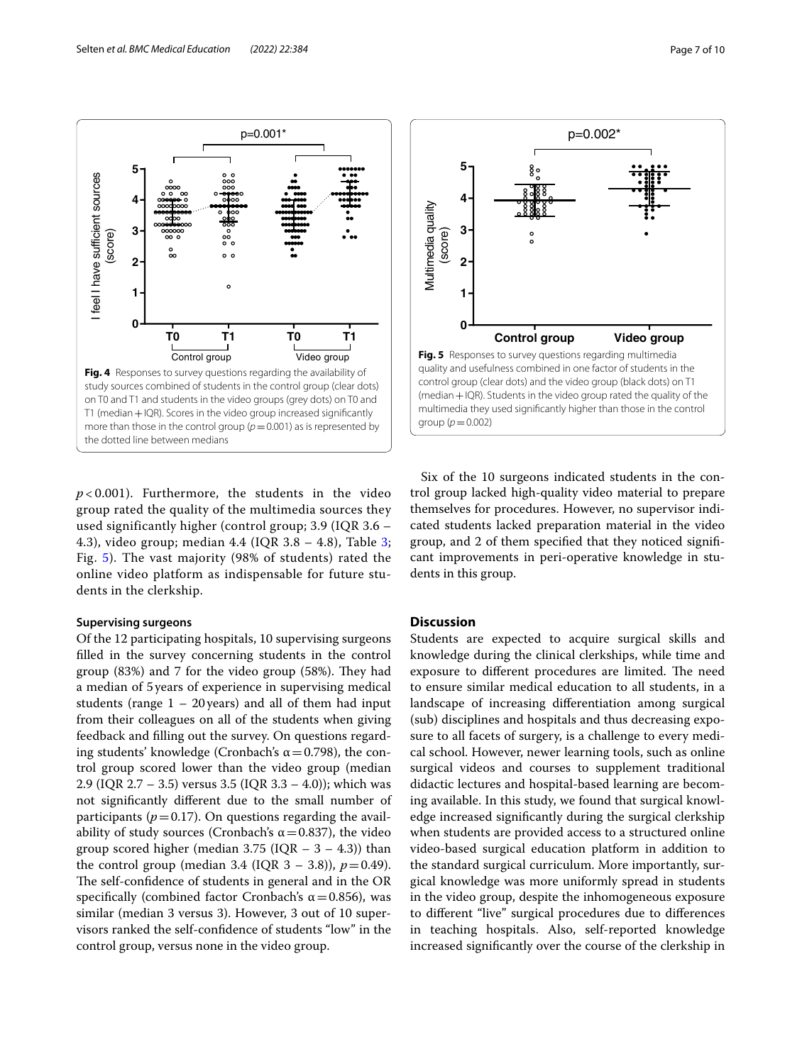p=0.001*

I feel I have sufficient sources (score)

5
4
3
2
1
0

T0 T1 T0 T1

Control group Video group

**Fig. 4** Responses to survey questions regarding the availability of study sources combined of students in the control group (clear dots) on T0 and T1 and students in the video groups (grey dots) on T0 and T1 (median + IQR). Scores in the video group increased significantly more than those in the control group ($p = 0.001$) as is represented by the dotted line between medians

p=0.002*

Multimedia quality (score)

5
4
3
2
1
0

Control group Video group

**Fig. 5** Responses to survey questions regarding multimedia quality and usefulness combined in one factor of students in the control group (clear dots) and the video group (black dots) on T1 (median + IQR). Students in the video group rated the quality of the multimedia they used significantly higher than those in the control group ($p = 0.002$)

$p < 0.001$). Furthermore, the students in the video group rated the quality of the multimedia sources they used significantly higher (control group; 3.9 (IQR 3.6 – 4.3), video group; median 4.4 (IQR 3.8 – 4.8), Table 3; Fig. 5). The vast majority (98% of students) rated the online video platform as indispensable for future students in the clerkship.

### Supervising surgeons

Of the 12 participating hospitals, 10 supervising surgeons filled in the survey concerning students in the control group (83%) and 7 for the video group (58%). They had a median of 5 years of experience in supervising medical students (range 1 – 20 years) and all of them had input from their colleagues on all of the students when giving feedback and filling out the survey. On questions regarding students' knowledge (Cronbach's $\alpha = 0.798$), the control group scored lower than the video group (median 2.9 (IQR 2.7 – 3.5) versus 3.5 (IQR 3.3 – 4.0)); which was not significantly different due to the small number of participants ($p = 0.17$). On questions regarding the availability of study sources (Cronbach's $\alpha = 0.837$), the video group scored higher (median 3.75 (IQR – 3 – 4.3)) than the control group (median 3.4 (IQR 3 – 3.8)), $p = 0.49$). The self-confidence of students in general and in the OR specifically (combined factor Cronbach's $\alpha = 0.856$), was similar (median 3 versus 3). However, 3 out of 10 supervisors ranked the self-confidence of students "low" in the control group, versus none in the video group.

Six of the 10 surgeons indicated students in the control group lacked high-quality video material to prepare themselves for procedures. However, no supervisor indicated students lacked preparation material in the video group, and 2 of them specified that they noticed significant improvements in peri-operative knowledge in students in this group.

## Discussion

Students are expected to acquire surgical skills and knowledge during the clinical clerkships, while time and exposure to different procedures are limited. The need to ensure similar medical education to all students, in a landscape of increasing differentiation among surgical (sub) disciplines and hospitals and thus decreasing exposure to all facets of surgery, is a challenge to every medical school. However, newer learning tools, such as online surgical videos and courses to supplement traditional didactic lectures and hospital-based learning are becoming available. In this study, we found that surgical knowledge increased significantly during the surgical clerkship when students are provided access to a structured online video-based surgical education platform in addition to the standard surgical curriculum. More importantly, surgical knowledge was more uniformly spread in students in the video group, despite the inhomogeneous exposure to different "live" surgical procedures due to differences in teaching hospitals. Also, self-reported knowledge increased significantly over the course of the clerkship in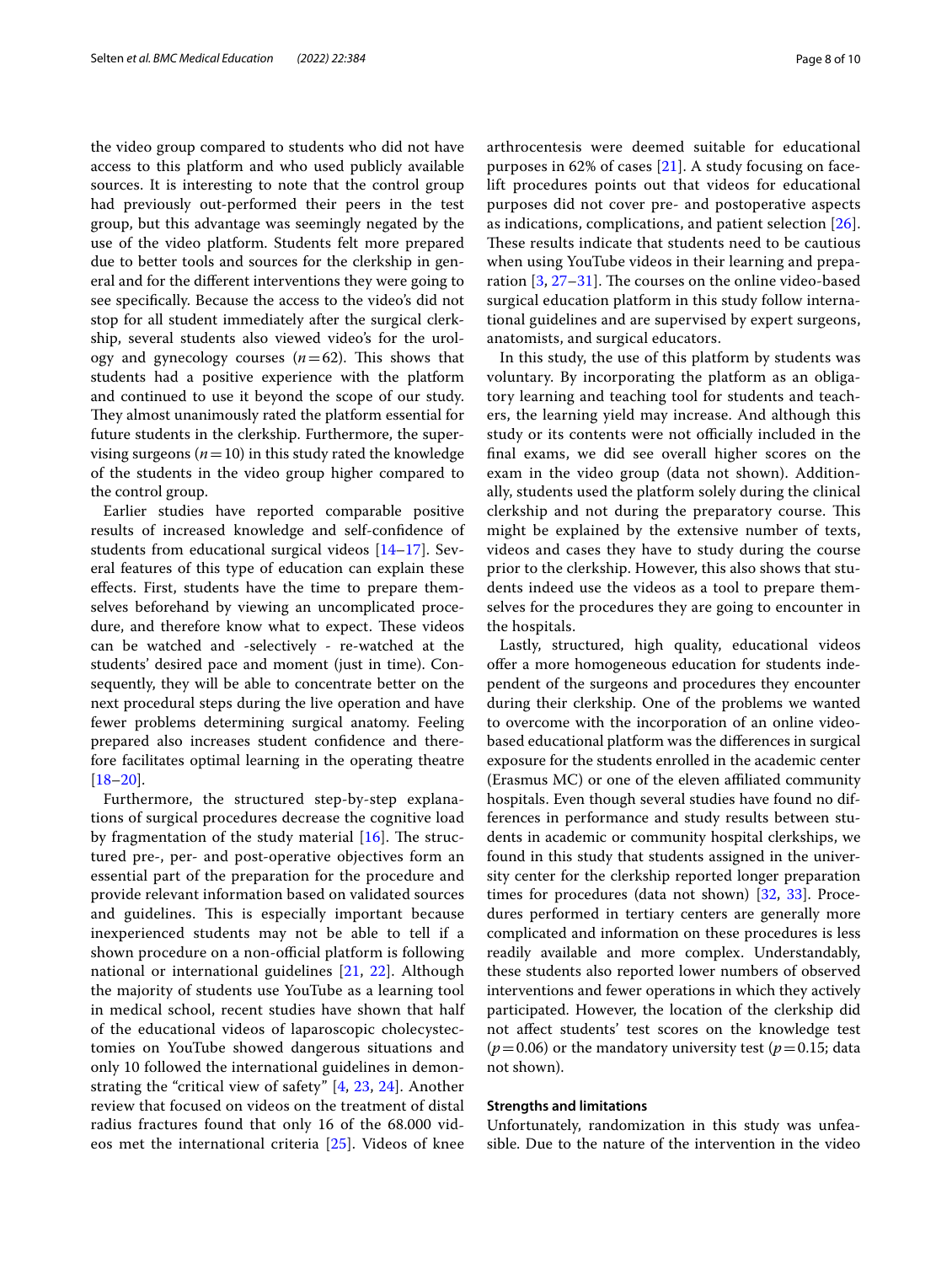the video group compared to students who did not have access to this platform and who used publicly available sources. It is interesting to note that the control group had previously out-performed their peers in the test group, but this advantage was seemingly negated by the use of the video platform. Students felt more prepared due to better tools and sources for the clerkship in general and for the different interventions they were going to see specifically. Because the access to the video's did not stop for all student immediately after the surgical clerkship, several students also viewed video's for the urology and gynecology courses ($n=62$). This shows that students had a positive experience with the platform and continued to use it beyond the scope of our study. They almost unanimously rated the platform essential for future students in the clerkship. Furthermore, the supervising surgeons ($n=10$) in this study rated the knowledge of the students in the video group higher compared to the control group.

Earlier studies have reported comparable positive results of increased knowledge and self-confidence of students from educational surgical videos [14–17]. Several features of this type of education can explain these effects. First, students have the time to prepare themselves beforehand by viewing an uncomplicated procedure, and therefore know what to expect. These videos can be watched and -selectively - re-watched at the students' desired pace and moment (just in time). Consequently, they will be able to concentrate better on the next procedural steps during the live operation and have fewer problems determining surgical anatomy. Feeling prepared also increases student confidence and therefore facilitates optimal learning in the operating theatre [18–20].

Furthermore, the structured step-by-step explanations of surgical procedures decrease the cognitive load by fragmentation of the study material [16]. The structured pre-, per- and post-operative objectives form an essential part of the preparation for the procedure and provide relevant information based on validated sources and guidelines. This is especially important because inexperienced students may not be able to tell if a shown procedure on a non-official platform is following national or international guidelines [21, 22]. Although the majority of students use YouTube as a learning tool in medical school, recent studies have shown that half of the educational videos of laparoscopic cholecystectomies on YouTube showed dangerous situations and only 10 followed the international guidelines in demonstrating the "critical view of safety" [4, 23, 24]. Another review that focused on videos on the treatment of distal radius fractures found that only 16 of the 68.000 videos met the international criteria [25]. Videos of knee arthrocentesis were deemed suitable for educational purposes in 62% of cases [21]. A study focusing on face-lift procedures points out that videos for educational purposes did not cover pre- and postoperative aspects as indications, complications, and patient selection [26]. These results indicate that students need to be cautious when using YouTube videos in their learning and preparation [3, 27–31]. The courses on the online video-based surgical education platform in this study follow international guidelines and are supervised by expert surgeons, anatomists, and surgical educators.

In this study, the use of this platform by students was voluntary. By incorporating the platform as an obligatory learning and teaching tool for students and teachers, the learning yield may increase. And although this study or its contents were not officially included in the final exams, we did see overall higher scores on the exam in the video group (data not shown). Additionally, students used the platform solely during the clinical clerkship and not during the preparatory course. This might be explained by the extensive number of texts, videos and cases they have to study during the course prior to the clerkship. However, this also shows that students indeed use the videos as a tool to prepare themselves for the procedures they are going to encounter in the hospitals.

Lastly, structured, high quality, educational videos offer a more homogeneous education for students independent of the surgeons and procedures they encounter during their clerkship. One of the problems we wanted to overcome with the incorporation of an online video-based educational platform was the differences in surgical exposure for the students enrolled in the academic center (Erasmus MC) or one of the eleven affiliated community hospitals. Even though several studies have found no differences in performance and study results between students in academic or community hospital clerkships, we found in this study that students assigned in the university center for the clerkship reported longer preparation times for procedures (data not shown) [32, 33]. Procedures performed in tertiary centers are generally more complicated and information on these procedures is less readily available and more complex. Understandably, these students also reported lower numbers of observed interventions and fewer operations in which they actively participated. However, the location of the clerkship did not affect students' test scores on the knowledge test ($p=0.06$) or the mandatory university test ($p=0.15$; data not shown).

### Strengths and limitations

Unfortunately, randomization in this study was unfeasible. Due to the nature of the intervention in the video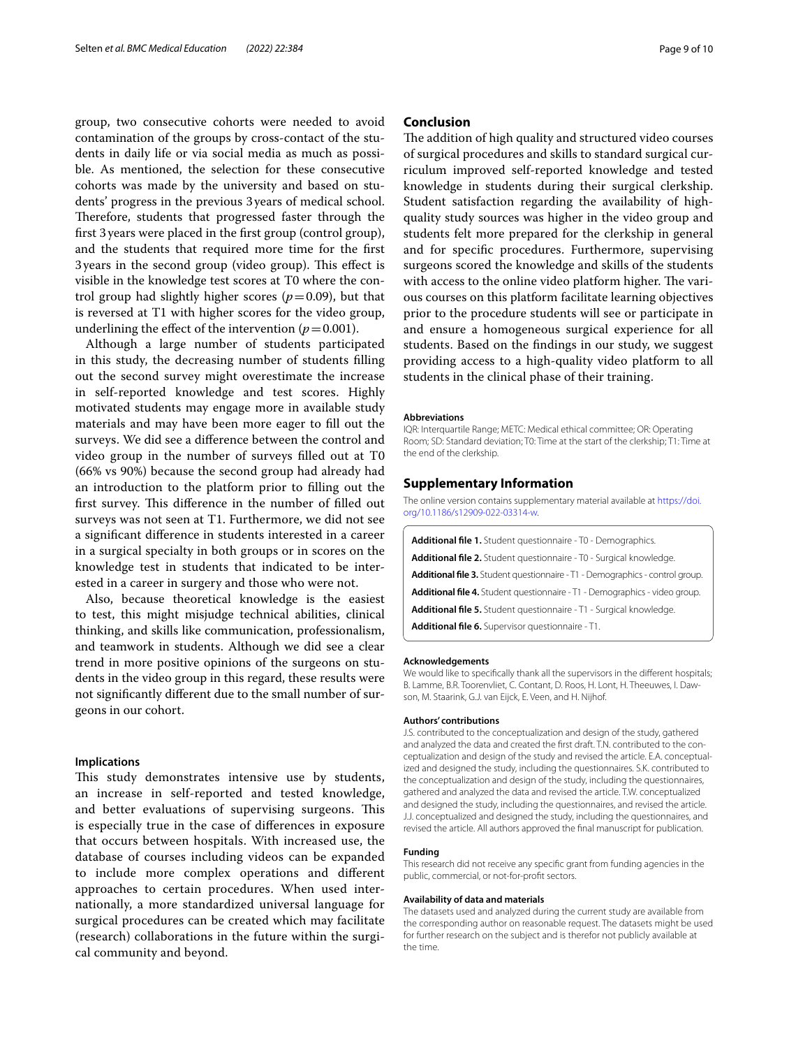group, two consecutive cohorts were needed to avoid contamination of the groups by cross-contact of the students in daily life or via social media as much as possible. As mentioned, the selection for these consecutive cohorts was made by the university and based on students' progress in the previous 3 years of medical school. Therefore, students that progressed faster through the first 3 years were placed in the first group (control group), and the students that required more time for the first 3 years in the second group (video group). This effect is visible in the knowledge test scores at T0 where the control group had slightly higher scores ($p=0.09$), but that is reversed at T1 with higher scores for the video group, underlining the effect of the intervention ($p=0.001$).

Although a large number of students participated in this study, the decreasing number of students filling out the second survey might overestimate the increase in self-reported knowledge and test scores. Highly motivated students may engage more in available study materials and may have been more eager to fill out the surveys. We did see a difference between the control and video group in the number of surveys filled out at T0 (66% vs 90%) because the second group had already had an introduction to the platform prior to filling out the first survey. This difference in the number of filled out surveys was not seen at T1. Furthermore, we did not see a significant difference in students interested in a career in a surgical specialty in both groups or in scores on the knowledge test in students that indicated to be interested in a career in surgery and those who were not.

Also, because theoretical knowledge is the easiest to test, this might misjudge technical abilities, clinical thinking, and skills like communication, professionalism, and teamwork in students. Although we did see a clear trend in more positive opinions of the surgeons on students in the video group in this regard, these results were not significantly different due to the small number of surgeons in our cohort.

### Implications

This study demonstrates intensive use by students, an increase in self-reported and tested knowledge, and better evaluations of supervising surgeons. This is especially true in the case of differences in exposure that occurs between hospitals. With increased use, the database of courses including videos can be expanded to include more complex operations and different approaches to certain procedures. When used internationally, a more standardized universal language for surgical procedures can be created which may facilitate (research) collaborations in the future within the surgical community and beyond.

## Conclusion

The addition of high quality and structured video courses of surgical procedures and skills to standard surgical curriculum improved self-reported knowledge and tested knowledge in students during their surgical clerkship. Student satisfaction regarding the availability of high-quality study sources was higher in the video group and students felt more prepared for the clerkship in general and for specific procedures. Furthermore, supervising surgeons scored the knowledge and skills of the students with access to the online video platform higher. The various courses on this platform facilitate learning objectives prior to the procedure students will see or participate in and ensure a homogeneous surgical experience for all students. Based on the findings in our study, we suggest providing access to a high-quality video platform to all students in the clinical phase of their training.

#### Abbreviations

IQR: Interquartile Range; METC: Medical ethical committee; OR: Operating Room; SD: Standard deviation; T0: Time at the start of the clerkship; T1: Time at the end of the clerkship.

## Supplementary Information

The online version contains supplementary material available at https://doi.org/10.1186/s12909-022-03314-w.

**Additional file 1.** Student questionnaire - T0 - Demographics.

**Additional file 2.** Student questionnaire - T0 - Surgical knowledge.

**Additional file 3.** Student questionnaire - T1 - Demographics - control group.

**Additional file 4.** Student questionnaire - T1 - Demographics - video group.

**Additional file 5.** Student questionnaire - T1 - Surgical knowledge.

**Additional file 6.** Supervisor questionnaire - T1.

#### Acknowledgements

We would like to specifically thank all the supervisors in the different hospitals; B. Lamme, B.R. Toorenvliet, C. Contant, D. Roos, H. Lont, H. Theeuwes, I. Dawson, M. Staarink, G.J. van Eijck, E. Veen, and H. Nijhof.

#### Authors' contributions

J.S. contributed to the conceptualization and design of the study, gathered and analyzed the data and created the first draft. T.N. contributed to the conceptualization and design of the study and revised the article. E.A. conceptualized and designed the study, including the questionnaires. S.K. contributed to the conceptualization and design of the study, including the questionnaires, gathered and analyzed the data and revised the article. T.W. conceptualized and designed the study, including the questionnaires, and revised the article. J.J. conceptualized and designed the study, including the questionnaires, and revised the article. All authors approved the final manuscript for publication.

#### Funding

This research did not receive any specific grant from funding agencies in the public, commercial, or not-for-profit sectors.

#### Availability of data and materials

The datasets used and analyzed during the current study are available from the corresponding author on reasonable request. The datasets might be used for further research on the subject and is therefor not publicly available at the time.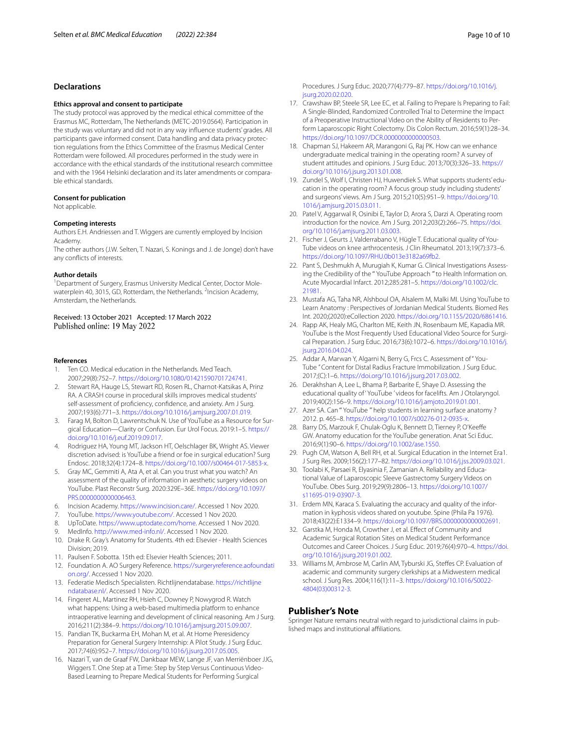## Declarations

### Ethics approval and consent to participate

The study protocol was approved by the medical ethical committee of the Erasmus MC, Rotterdam, The Netherlands (METC-2019.0564). Participation in the study was voluntary and did not in any way influence students' grades. All participants gave informed consent. Data handling and data privacy protection regulations from the Ethics Committee of the Erasmus Medical Center Rotterdam were followed. All procedures performed in the study were in accordance with the ethical standards of the institutional research committee and with the 1964 Helsinki declaration and its later amendments or comparable ethical standards.

### Consent for publication

Not applicable.

### Competing interests

Authors E.H. Andriessen and T. Wiggers are currently employed by Incision Academy.

The other authors (J.W. Selten, T. Nazari, S. Konings and J. de Jonge) don't have any conflicts of interests.

### Author details

[1]Department of Surgery, Erasmus University Medical Center, Doctor Molewaterplein 40, 3015, GD, Rotterdam, the Netherlands. [2]Incision Academy, Amsterdam, the Netherlands.

Received: 13 October 2021 Accepted: 17 March 2022
Published online: 19 May 2022

### References

1. Ten CO. Medical education in the Netherlands. Med Teach. 2007;29(8):752–7. https://doi.org/10.1080/01421590701724741.
2. Stewart RA, Hauge LS, Stewart RD, Rosen RL, Charnot-Katsikas A, Prinz RA. A CRASH course in procedural skills improves medical students' self-assessment of proficiency, confidence, and anxiety. Am J Surg. 2007;193(6):771–3. https://doi.org/10.1016/j.amjsurg.2007.01.019.
3. Farag M, Bolton D, Lawrentschuk N. Use of YouTube as a Resource for Surgical Education—Clarity or Confusion. Eur Urol Focus. 2019:1–5. https://doi.org/10.1016/j.euf.2019.09.017.
4. Rodriguez HA, Young MT, Jackson HT, Oelschlager BK, Wright AS. Viewer discretion advised: is YouTube a friend or foe in surgical education? Surg Endosc. 2018;32(4):1724–8. https://doi.org/10.1007/s00464-017-5853-x.
5. Gray MC, Gemmiti A, Ata A, et al. Can you trust what you watch? An assessment of the quality of information in aesthetic surgery videos on YouTube. Plast Reconstr Surg. 2020:329E–36E. https://doi.org/10.1097/PRS.0000000000006463.
6. Incision Academy. https://www.incision.care/. Accessed 1 Nov 2020.
7. YouTube. https://www.youtube.com/. Accessed 1 Nov 2020.
8. UpToDate. https://www.uptodate.com/home. Accessed 1 Nov 2020.
9. MedInfo. http://www.med-info.nl/. Accessed 1 Nov 2020.
10. Drake R. Gray's Anatomy for Students. 4th ed: Elsevier - Health Sciences Division; 2019.
11. Paulsen F. Sobotta. 15th ed: Elsevier Health Sciences; 2011.
12. Foundation A. AO Surgery Reference. https://surgeryreference.aofoundation.org/. Accessed 1 Nov 2020.
13. Federatie Medisch Specialisten. Richtlijnendatabase. https://richtlijnendatabase.nl/. Accessed 1 Nov 2020.
14. Fingeret AL, Martinez RH, Hsieh C, Downey P, Nowygrod R. Watch what happens: Using a web-based multimedia platform to enhance intraoperative learning and development of clinical reasoning. Am J Surg. 2016;211(2):384–9. https://doi.org/10.1016/j.amjsurg.2015.09.007.
15. Pandian TK, Buckarma EH, Mohan M, et al. At Home Preresidency Preparation for General Surgery Internship: A Pilot Study. J Surg Educ. 2017;74(6):952–7. https://doi.org/10.1016/j.jsurg.2017.05.005.
16. Nazari T, van de Graaf FW, Dankbaar MEW, Lange JF, van Merriënboer JJG, Wiggers T. One Step at a Time: Step by Step Versus Continuous Video-Based Learning to Prepare Medical Students for Performing Surgical Procedures. J Surg Educ. 2020;77(4):779–87. https://doi.org/10.1016/j.jsurg.2020.02.020.
17. Crawshaw BP, Steele SR, Lee EC, et al. Failing to Prepare Is Preparing to Fail: A Single-Blinded, Randomized Controlled Trial to Determine the Impact of a Preoperative Instructional Video on the Ability of Residents to Perform Laparoscopic Right Colectomy. Dis Colon Rectum. 2016;59(1):28–34. https://doi.org/10.1097/DCR.0000000000000503.
18. Chapman SJ, Hakeem AR, Marangoni G, Raj PK. How can we enhance undergraduate medical training in the operating room? A survey of student attitudes and opinions. J Surg Educ. 2013;70(3):326–33. https://doi.org/10.1016/j.jsurg.2013.01.008.
19. Zundel S, Wolf I, Christen HJ, Huwendiek S. What supports students' education in the operating room? A focus group study including students' and surgeons' views. Am J Surg. 2015;210(5):951–9. https://doi.org/10.1016/j.amjsurg.2015.03.011.
20. Patel V, Aggarwal R, Osinibi E, Taylor D, Arora S, Darzi A. Operating room introduction for the novice. Am J Surg. 2012;203(2):266–75. https://doi.org/10.1016/j.amjsurg.2011.03.003.
21. Fischer J, Geurts J, Valderrabano V, Hügle T. Educational quality of YouTube videos on knee arthrocentesis. J Clin Rheumatol. 2013;19(7):373–6. https://doi.org/10.1097/RHU.0b013e3182a69fb2.
22. Pant S, Deshmukh A, Murugiah K, Kumar G. Clinical Investigations Assessing the Credibility of the " YouTube Approach " to Health Information on. Acute Myocardial Infarct. 2012;285:281–5. https://doi.org/10.1002/clc.21981.
23. Mustafa AG, Taha NR, Alshboul OA, Alsalem M, Malki MI. Using YouTube to Learn Anatomy : Perspectives of Jordanian Medical Students. Biomed Res Int. 2020;(2020):eCollection 2020. https://doi.org/10.1155/2020/6861416.
24. Rapp AK, Healy MG, Charlton ME, Keith JN, Rosenbaum ME, Kapadia MR. YouTube is the Most Frequently Used Educational Video Source for Surgical Preparation. J Surg Educ. 2016;73(6):1072–6. https://doi.org/10.1016/j.jsurg.2016.04.024.
25. Addar A, Marwan Y, Algarni N, Berry G, Frcs C. Assessment of " YouTube " Content for Distal Radius Fracture Immobilization. J Surg Educ. 2017;(C):1–6. https://doi.org/10.1016/j.jsurg.2017.03.002.
26. Derakhshan A, Lee L, Bhama P, Barbarite E, Shaye D. Assessing the educational quality of ' YouTube ' videos for facelifts. Am J Otolaryngol. 2019;40(2):156–9. https://doi.org/10.1016/j.amjoto.2019.01.001.
27. Azer SA. Can " YouTube " help students in learning surface anatomy ? 2012. p. 465–8. https://doi.org/10.1007/s00276-012-0935-x.
28. Barry DS, Marzouk F, Chulak-Oglu K, Bennett D, Tierney P, O'Keeffe GW. Anatomy education for the YouTube generation. Anat Sci Educ. 2016;9(1):90–6. https://doi.org/10.1002/ase.1550.
29. Pugh CM, Watson A, Bell RH, et al. Surgical Education in the Internet Era1. J Surg Res. 2009;156(2):177–82. https://doi.org/10.1016/j.jss.2009.03.021.
30. Toolabi K, Parsaei R, Elyasinia F, Zamanian A. Reliability and Educational Value of Laparoscopic Sleeve Gastrectomy Surgery Videos on YouTube. Obes Surg. 2019;29(9):2806–13. https://doi.org/10.1007/s11695-019-03907-3.
31. Erdem MN, Karaca S. Evaluating the accuracy and quality of the information in kyphosis videos shared on youtube. Spine (Phila Pa 1976). 2018;43(22):E1334–9. https://doi.org/10.1097/BRS.0000000000002691.
32. Garstka M, Honda M, Crowther J, et al. Effect of Community and Academic Surgical Rotation Sites on Medical Student Performance Outcomes and Career Choices. J Surg Educ. 2019;76(4):970–4. https://doi.org/10.1016/j.jsurg.2019.01.002.
33. Williams M, Ambrose M, Carlin AM, Tyburski JG, Steffes CP. Evaluation of academic and community surgery clerkships at a Midwestern medical school. J Surg Res. 2004;116(1):11–3. https://doi.org/10.1016/S0022-4804(03)00312-3.

## Publisher's Note

Springer Nature remains neutral with regard to jurisdictional claims in published maps and institutional affiliations.